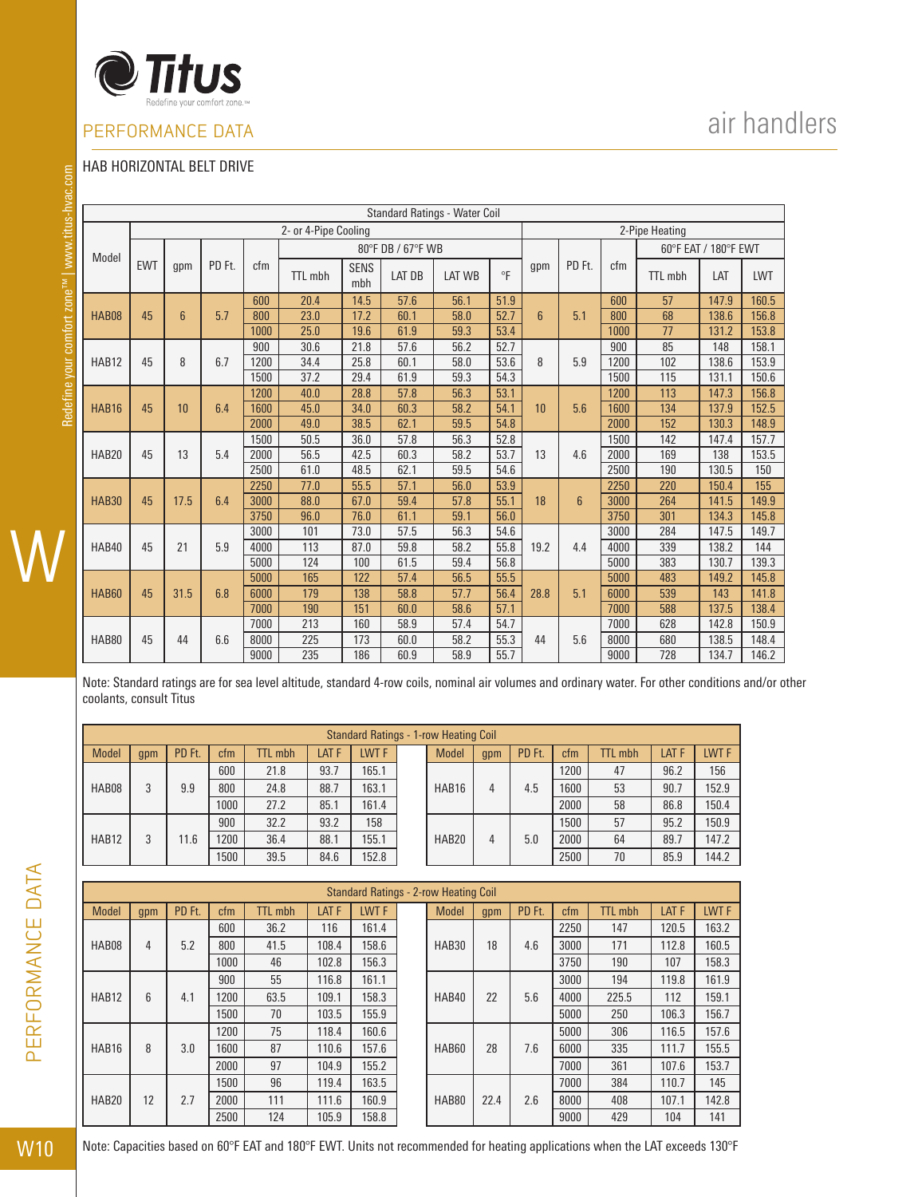## PERFORMANCE DATA

# air handlers

### HAB HORIZONTAL BELT DRIVE

| Standard Ratings - Water Coil | | | | | | | | | | | | | | | | |
|---|---|---|---|---|---|---|---|---|---|---|---|---|---|---|---|---|
| Model | 2- or 4-Pipe Cooling | | | | | | | | | 2-Pipe Heating | | | | | | |
| | EWT | gpm | PD Ft. | cfm | 80°F DB / 67°F WB | | | | | gpm | PD Ft. | cfm | 60°F EAT / 180°F EWT | | |
| | | | | | TTL mbh | SENS mbh | LAT DB | LAT WB | °F | | | | TTL mbh | LAT | LWT |
| HAB08 | 45 | 6 | 5.7 | 600 | 20.4 | 14.5 | 57.6 | 56.1 | 51.9 | 6 | 5.1 | 600 | 57 | 147.9 | 160.5 |
| | | | | 800 | 23.0 | 17.2 | 60.1 | 58.0 | 52.7 | | | 800 | 68 | 138.6 | 156.8 |
| | | | | 1000 | 25.0 | 19.6 | 61.9 | 59.3 | 53.4 | | | 1000 | 77 | 131.2 | 153.8 |
| HAB12 | 45 | 8 | 6.7 | 900 | 30.6 | 21.8 | 57.6 | 56.2 | 52.7 | 8 | 5.9 | 900 | 85 | 148 | 158.1 |
| | | | | 1200 | 34.4 | 25.8 | 60.1 | 58.0 | 53.6 | | | 1200 | 102 | 138.6 | 153.9 |
| | | | | 1500 | 37.2 | 29.4 | 61.9 | 59.3 | 54.3 | | | 1500 | 115 | 131.1 | 150.6 |
| HAB16 | 45 | 10 | 6.4 | 1200 | 40.0 | 28.8 | 57.8 | 56.3 | 53.1 | 10 | 5.6 | 1200 | 113 | 147.3 | 156.8 |
| | | | | 1600 | 45.0 | 34.0 | 60.3 | 58.2 | 54.1 | | | 1600 | 134 | 137.9 | 152.5 |
| | | | | 2000 | 49.0 | 38.5 | 62.1 | 59.5 | 54.8 | | | 2000 | 152 | 130.3 | 148.9 |
| HAB20 | 45 | 13 | 5.4 | 1500 | 50.5 | 36.0 | 57.8 | 56.3 | 52.8 | 13 | 4.6 | 1500 | 142 | 147.4 | 157.7 |
| | | | | 2000 | 56.5 | 42.5 | 60.3 | 58.2 | 53.7 | | | 2000 | 169 | 138 | 153.5 |
| | | | | 2500 | 61.0 | 48.5 | 62.1 | 59.5 | 54.6 | | | 2500 | 190 | 130.5 | 150 |
| HAB30 | 45 | 17.5 | 6.4 | 2250 | 77.0 | 55.5 | 57.1 | 56.0 | 53.9 | 18 | 6 | 2250 | 220 | 150.4 | 155 |
| | | | | 3000 | 88.0 | 67.0 | 59.4 | 57.8 | 55.1 | | | 3000 | 264 | 141.5 | 149.9 |
| | | | | 3750 | 96.0 | 76.0 | 61.1 | 59.1 | 56.0 | | | 3750 | 301 | 134.3 | 145.8 |
| HAB40 | 45 | 21 | 5.9 | 3000 | 101 | 73.0 | 57.5 | 56.3 | 54.6 | 19.2 | 4.4 | 3000 | 284 | 147.5 | 149.7 |
| | | | | 4000 | 113 | 87.0 | 59.8 | 58.2 | 55.8 | | | 4000 | 339 | 138.2 | 144 |
| | | | | 5000 | 124 | 100 | 61.5 | 59.4 | 56.8 | | | 5000 | 383 | 130.7 | 139.3 |
| HAB60 | 45 | 31.5 | 6.8 | 5000 | 165 | 122 | 57.4 | 56.5 | 55.5 | 28.8 | 5.1 | 5000 | 483 | 149.2 | 145.8 |
| | | | | 6000 | 179 | 138 | 58.8 | 57.7 | 56.4 | | | 6000 | 539 | 143 | 141.8 |
| | | | | 7000 | 190 | 151 | 60.0 | 58.6 | 57.1 | | | 7000 | 588 | 137.5 | 138.4 |
| HAB80 | 45 | 44 | 6.6 | 7000 | 213 | 160 | 58.9 | 57.4 | 54.7 | 44 | 5.6 | 7000 | 628 | 142.8 | 150.9 |
| | | | | 8000 | 225 | 173 | 60.0 | 58.2 | 55.3 | | | 8000 | 680 | 138.5 | 148.4 |
| | | | | 9000 | 235 | 186 | 60.9 | 58.9 | 55.7 | | | 9000 | 728 | 134.7 | 146.2 |

Note: Standard ratings are for sea level altitude, standard 4-row coils, nominal air volumes and ordinary water. For other conditions and/or other coolants, consult Titus

| Standard Ratings - 1-row Heating Coil | | | | | | | | | | | | | |
|---|---|---|---|---|---|---|---|---|---|---|---|---|---|
| Model | gpm | PD Ft. | cfm | TTL mbh | LAT F | LWT F | Model | gpm | PD Ft. | cfm | TTL mbh | LAT F | LWT F |
| HAB08 | 3 | 9.9 | 600 | 21.8 | 93.7 | 165.1 | HAB16 | 4 | 4.5 | 1200 | 47 | 96.2 | 156 |
| | | | 800 | 24.8 | 88.7 | 163.1 | | | | 1600 | 53 | 90.7 | 152.9 |
| | | | 1000 | 27.2 | 85.1 | 161.4 | | | | 2000 | 58 | 86.8 | 150.4 |
| HAB12 | 3 | 11.6 | 900 | 32.2 | 93.2 | 158 | HAB20 | 4 | 5.0 | 1500 | 57 | 95.2 | 150.9 |
| | | | 1200 | 36.4 | 88.1 | 155.1 | | | | 2000 | 64 | 89.7 | 147.2 |
| | | | 1500 | 39.5 | 84.6 | 152.8 | | | | 2500 | 70 | 85.9 | 144.2 |

| Standard Ratings - 2-row Heating Coil | | | | | | | | | | | | | |
|---|---|---|---|---|---|---|---|---|---|---|---|---|---|
| Model | gpm | PD Ft. | cfm | TTL mbh | LAT F | LWT F | Model | gpm | PD Ft. | cfm | TTL mbh | LAT F | LWT F |
| HAB08 | 4 | 5.2 | 600 | 36.2 | 116 | 161.4 | HAB30 | 18 | 4.6 | 2250 | 147 | 120.5 | 163.2 |
| | | | 800 | 41.5 | 108.4 | 158.6 | | | | 3000 | 171 | 112.8 | 160.5 |
| | | | 1000 | 46 | 102.8 | 156.3 | | | | 3750 | 190 | 107 | 158.3 |
| HAB12 | 6 | 4.1 | 900 | 55 | 116.8 | 161.1 | HAB40 | 22 | 5.6 | 3000 | 194 | 119.8 | 161.9 |
| | | | 1200 | 63.5 | 109.1 | 158.3 | | | | 4000 | 225.5 | 112 | 159.1 |
| | | | 1500 | 70 | 103.5 | 155.9 | | | | 5000 | 250 | 106.3 | 156.7 |
| HAB16 | 8 | 3.0 | 1200 | 75 | 118.4 | 160.6 | HAB60 | 28 | 7.6 | 5000 | 306 | 116.5 | 157.6 |
| | | | 1600 | 87 | 110.6 | 157.6 | | | | 6000 | 335 | 111.7 | 155.5 |
| | | | 2000 | 97 | 104.9 | 155.2 | | | | 7000 | 361 | 107.6 | 153.7 |
| HAB20 | 12 | 2.7 | 1500 | 96 | 119.4 | 163.5 | HAB80 | 22.4 | 2.6 | 7000 | 384 | 110.7 | 145 |
| | | | 2000 | 111 | 111.6 | 160.9 | | | | 8000 | 408 | 107.1 | 142.8 |
| | | | 2500 | 124 | 105.9 | 158.8 | | | | 9000 | 429 | 104 | 141 |

Note: Capacities based on 60°F EAT and 180°F EWT. Units not recommended for heating applications when the LAT exceeds 130°F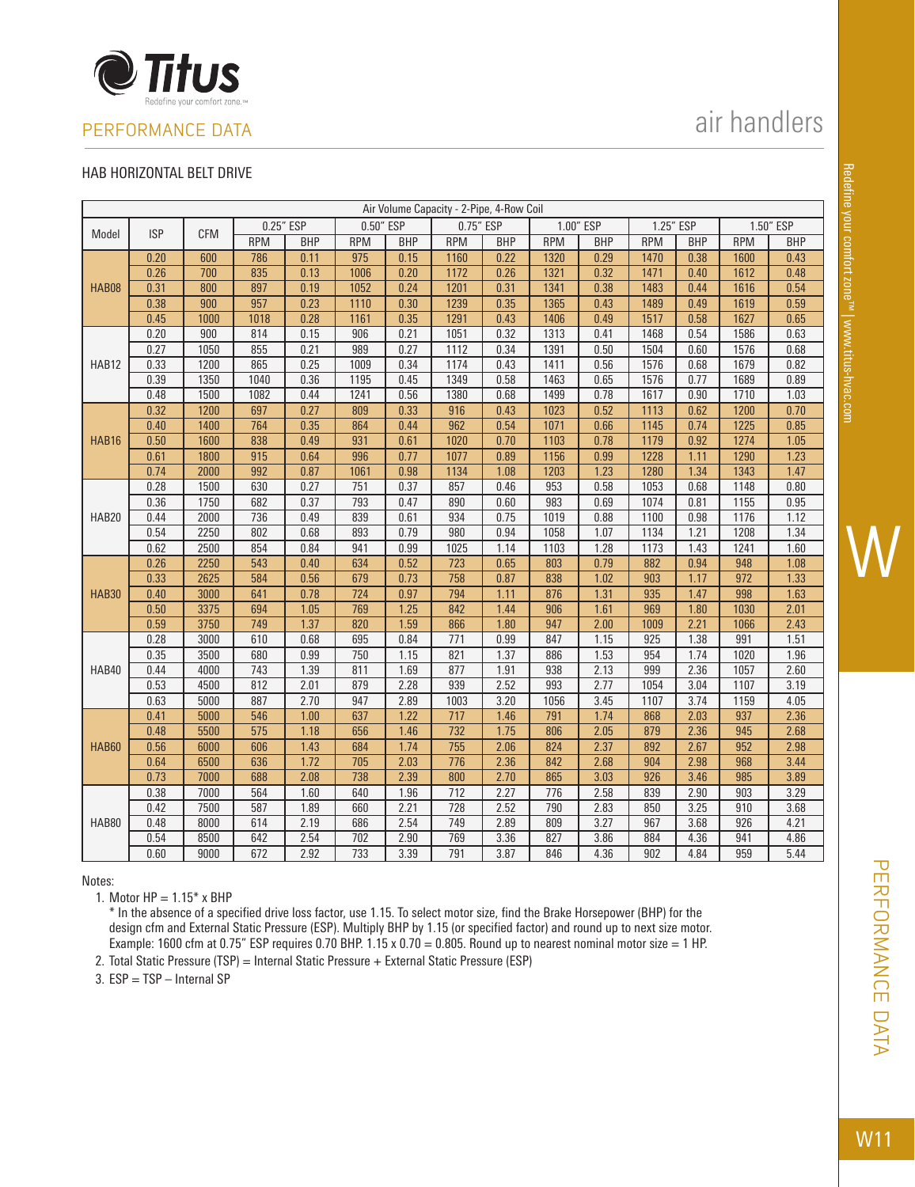## PERFORMANCE DATA

# air handlers

### HAB HORIZONTAL BELT DRIVE

| Air Volume Capacity - 2-Pipe, 4-Row Coil | | | | | | | | | | | | | | | |
|---|---|---|---|---|---|---|---|---|---|---|---|---|---|---|---|
| Model | ISP | CFM | 0.25" ESP | | 0.50" ESP | | 0.75" ESP | | 1.00" ESP | | 1.25" ESP | | 1.50" ESP | |
| | | | RPM | BHP | RPM | BHP | RPM | BHP | RPM | BHP | RPM | BHP | RPM | BHP |
| HAB08 | 0.20 | 600 | 786 | 0.11 | 975 | 0.15 | 1160 | 0.22 | 1320 | 0.29 | 1470 | 0.38 | 1600 | 0.43 |
| | 0.26 | 700 | 835 | 0.13 | 1006 | 0.20 | 1172 | 0.26 | 1321 | 0.32 | 1471 | 0.40 | 1612 | 0.48 |
| | 0.31 | 800 | 897 | 0.19 | 1052 | 0.24 | 1201 | 0.31 | 1341 | 0.38 | 1483 | 0.44 | 1616 | 0.54 |
| | 0.38 | 900 | 957 | 0.23 | 1110 | 0.30 | 1239 | 0.35 | 1365 | 0.43 | 1489 | 0.49 | 1619 | 0.59 |
| | 0.45 | 1000 | 1018 | 0.28 | 1161 | 0.35 | 1291 | 0.43 | 1406 | 0.49 | 1517 | 0.58 | 1627 | 0.65 |
| HAB12 | 0.20 | 900 | 814 | 0.15 | 906 | 0.21 | 1051 | 0.32 | 1313 | 0.41 | 1468 | 0.54 | 1586 | 0.63 |
| | 0.27 | 1050 | 855 | 0.21 | 989 | 0.27 | 1112 | 0.34 | 1391 | 0.50 | 1504 | 0.60 | 1576 | 0.68 |
| | 0.33 | 1200 | 865 | 0.25 | 1009 | 0.34 | 1174 | 0.43 | 1411 | 0.56 | 1576 | 0.68 | 1679 | 0.82 |
| | 0.39 | 1350 | 1040 | 0.36 | 1195 | 0.45 | 1349 | 0.58 | 1463 | 0.65 | 1576 | 0.77 | 1689 | 0.89 |
| | 0.48 | 1500 | 1082 | 0.44 | 1241 | 0.56 | 1380 | 0.68 | 1499 | 0.78 | 1617 | 0.90 | 1710 | 1.03 |
| HAB16 | 0.32 | 1200 | 697 | 0.27 | 809 | 0.33 | 916 | 0.43 | 1023 | 0.52 | 1113 | 0.62 | 1200 | 0.70 |
| | 0.40 | 1400 | 764 | 0.35 | 864 | 0.44 | 962 | 0.54 | 1071 | 0.66 | 1145 | 0.74 | 1225 | 0.85 |
| | 0.50 | 1600 | 838 | 0.49 | 931 | 0.61 | 1020 | 0.70 | 1103 | 0.78 | 1179 | 0.92 | 1274 | 1.05 |
| | 0.61 | 1800 | 915 | 0.64 | 996 | 0.77 | 1077 | 0.89 | 1156 | 0.99 | 1228 | 1.11 | 1290 | 1.23 |
| | 0.74 | 2000 | 992 | 0.87 | 1061 | 0.98 | 1134 | 1.08 | 1203 | 1.23 | 1280 | 1.34 | 1343 | 1.47 |
| HAB20 | 0.28 | 1500 | 630 | 0.27 | 751 | 0.37 | 857 | 0.46 | 953 | 0.58 | 1053 | 0.68 | 1148 | 0.80 |
| | 0.36 | 1750 | 682 | 0.37 | 793 | 0.47 | 890 | 0.60 | 983 | 0.69 | 1074 | 0.81 | 1155 | 0.95 |
| | 0.44 | 2000 | 736 | 0.49 | 839 | 0.61 | 934 | 0.75 | 1019 | 0.88 | 1100 | 0.98 | 1176 | 1.12 |
| | 0.54 | 2250 | 802 | 0.68 | 893 | 0.79 | 980 | 0.94 | 1058 | 1.07 | 1134 | 1.21 | 1208 | 1.34 |
| | 0.62 | 2500 | 854 | 0.84 | 941 | 0.99 | 1025 | 1.14 | 1103 | 1.28 | 1173 | 1.43 | 1241 | 1.60 |
| HAB30 | 0.26 | 2250 | 543 | 0.40 | 634 | 0.52 | 723 | 0.65 | 803 | 0.79 | 882 | 0.94 | 948 | 1.08 |
| | 0.33 | 2625 | 584 | 0.56 | 679 | 0.73 | 758 | 0.87 | 838 | 1.02 | 903 | 1.17 | 972 | 1.33 |
| | 0.40 | 3000 | 641 | 0.78 | 724 | 0.97 | 794 | 1.11 | 876 | 1.31 | 935 | 1.47 | 998 | 1.63 |
| | 0.50 | 3375 | 694 | 1.05 | 769 | 1.25 | 842 | 1.44 | 906 | 1.61 | 969 | 1.80 | 1030 | 2.01 |
| | 0.59 | 3750 | 749 | 1.37 | 820 | 1.59 | 866 | 1.80 | 947 | 2.00 | 1009 | 2.21 | 1066 | 2.43 |
| HAB40 | 0.28 | 3000 | 610 | 0.68 | 695 | 0.84 | 771 | 0.99 | 847 | 1.15 | 925 | 1.38 | 991 | 1.51 |
| | 0.35 | 3500 | 680 | 0.99 | 750 | 1.15 | 821 | 1.37 | 886 | 1.53 | 954 | 1.74 | 1020 | 1.96 |
| | 0.44 | 4000 | 743 | 1.39 | 811 | 1.69 | 877 | 1.91 | 938 | 2.13 | 999 | 2.36 | 1057 | 2.60 |
| | 0.53 | 4500 | 812 | 2.01 | 879 | 2.28 | 939 | 2.52 | 993 | 2.77 | 1054 | 3.04 | 1107 | 3.19 |
| | 0.63 | 5000 | 887 | 2.70 | 947 | 2.89 | 1003 | 3.20 | 1056 | 3.45 | 1107 | 3.74 | 1159 | 4.05 |
| HAB60 | 0.41 | 5000 | 546 | 1.00 | 637 | 1.22 | 717 | 1.46 | 791 | 1.74 | 868 | 2.03 | 937 | 2.36 |
| | 0.48 | 5500 | 575 | 1.18 | 656 | 1.46 | 732 | 1.75 | 806 | 2.05 | 879 | 2.36 | 945 | 2.68 |
| | 0.56 | 6000 | 606 | 1.43 | 684 | 1.74 | 755 | 2.06 | 824 | 2.37 | 892 | 2.67 | 952 | 2.98 |
| | 0.64 | 6500 | 636 | 1.72 | 705 | 2.03 | 776 | 2.36 | 842 | 2.68 | 904 | 2.98 | 968 | 3.44 |
| | 0.73 | 7000 | 688 | 2.08 | 738 | 2.39 | 800 | 2.70 | 865 | 3.03 | 926 | 3.46 | 985 | 3.89 |
| HAB80 | 0.38 | 7000 | 564 | 1.60 | 640 | 1.96 | 712 | 2.27 | 776 | 2.58 | 839 | 2.90 | 903 | 3.29 |
| | 0.42 | 7500 | 587 | 1.89 | 660 | 2.21 | 728 | 2.52 | 790 | 2.83 | 850 | 3.25 | 910 | 3.68 |
| | 0.48 | 8000 | 614 | 2.19 | 686 | 2.54 | 749 | 2.89 | 809 | 3.27 | 967 | 3.68 | 926 | 4.21 |
| | 0.54 | 8500 | 642 | 2.54 | 702 | 2.90 | 769 | 3.36 | 827 | 3.86 | 884 | 4.36 | 941 | 4.86 |
| | 0.60 | 9000 | 672 | 2.92 | 733 | 3.39 | 791 | 3.87 | 846 | 4.36 | 902 | 4.84 | 959 | 5.44 |

Notes:

1. Motor HP = 1.15* x BHP

   * In the absence of a specified drive loss factor, use 1.15. To select motor size, find the Brake Horsepower (BHP) for the design cfm and External Static Pressure (ESP). Multiply BHP by 1.15 (or specified factor) and round up to next size motor. Example: 1600 cfm at 0.75" ESP requires 0.70 BHP. 1.15 x 0.70 = 0.805. Round up to nearest nominal motor size = 1 HP.
2. Total Static Pressure (TSP) = Internal Static Pressure + External Static Pressure (ESP)
3. ESP = TSP – Internal SP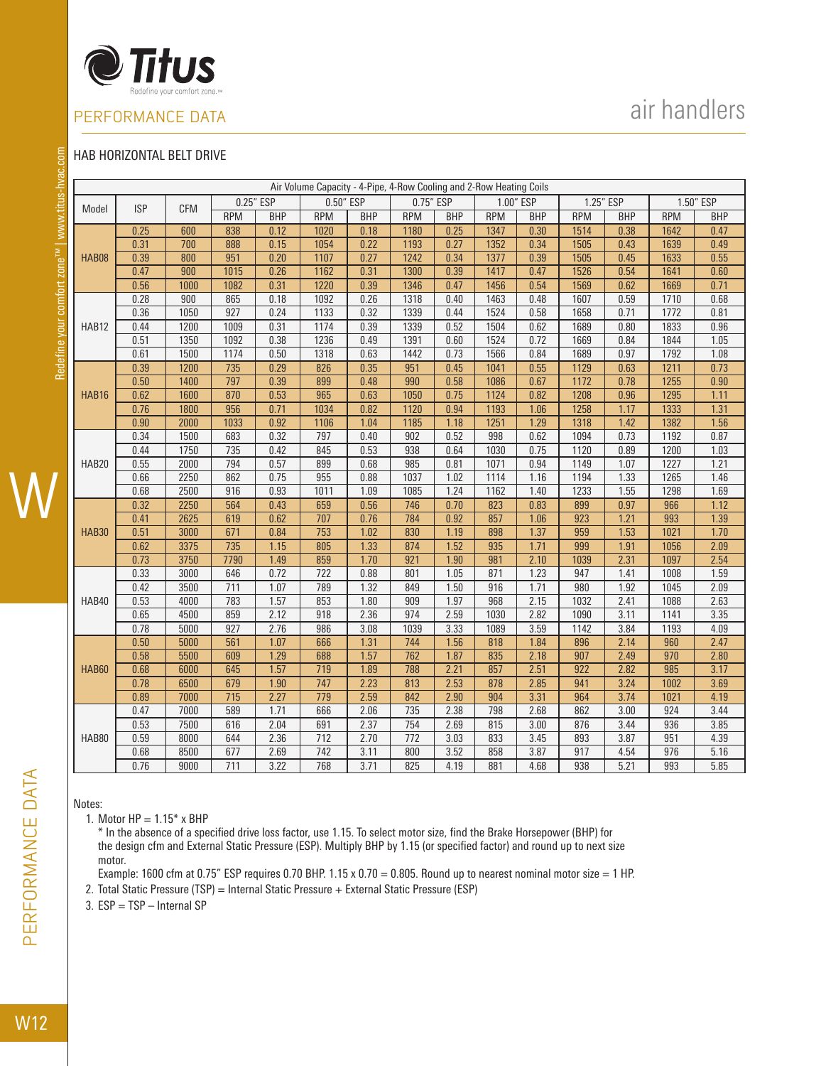## PERFORMANCE DATA

# air handlers

### HAB HORIZONTAL BELT DRIVE

| Air Volume Capacity - 4-Pipe, 4-Row Cooling and 2-Row Heating Coils | | | | | | | | | | | | | | | |
|---|---|---|---|---|---|---|---|---|---|---|---|---|---|---|---|
| Model | ISP | CFM | 0.25" ESP | | 0.50" ESP | | 0.75" ESP | | 1.00" ESP | | 1.25" ESP | | 1.50" ESP | |
| | | | RPM | BHP | RPM | BHP | RPM | BHP | RPM | BHP | RPM | BHP | RPM | BHP |
| HAB08 | 0.25 | 600 | 838 | 0.12 | 1020 | 0.18 | 1180 | 0.25 | 1347 | 0.30 | 1514 | 0.38 | 1642 | 0.47 |
| | 0.31 | 700 | 888 | 0.15 | 1054 | 0.22 | 1193 | 0.27 | 1352 | 0.34 | 1505 | 0.43 | 1639 | 0.49 |
| | 0.39 | 800 | 951 | 0.20 | 1107 | 0.27 | 1242 | 0.34 | 1377 | 0.39 | 1505 | 0.45 | 1633 | 0.55 |
| | 0.47 | 900 | 1015 | 0.26 | 1162 | 0.31 | 1300 | 0.39 | 1417 | 0.47 | 1526 | 0.54 | 1641 | 0.60 |
| | 0.56 | 1000 | 1082 | 0.31 | 1220 | 0.39 | 1346 | 0.47 | 1456 | 0.54 | 1569 | 0.62 | 1669 | 0.71 |
| HAB12 | 0.28 | 900 | 865 | 0.18 | 1092 | 0.26 | 1318 | 0.40 | 1463 | 0.48 | 1607 | 0.59 | 1710 | 0.68 |
| | 0.36 | 1050 | 927 | 0.24 | 1133 | 0.32 | 1339 | 0.44 | 1524 | 0.58 | 1658 | 0.71 | 1772 | 0.81 |
| | 0.44 | 1200 | 1009 | 0.31 | 1174 | 0.39 | 1339 | 0.52 | 1504 | 0.62 | 1689 | 0.80 | 1833 | 0.96 |
| | 0.51 | 1350 | 1092 | 0.38 | 1236 | 0.49 | 1391 | 0.60 | 1524 | 0.72 | 1669 | 0.84 | 1844 | 1.05 |
| | 0.61 | 1500 | 1174 | 0.50 | 1318 | 0.63 | 1442 | 0.73 | 1566 | 0.84 | 1689 | 0.97 | 1792 | 1.08 |
| HAB16 | 0.39 | 1200 | 735 | 0.29 | 826 | 0.35 | 951 | 0.45 | 1041 | 0.55 | 1129 | 0.63 | 1211 | 0.73 |
| | 0.50 | 1400 | 797 | 0.39 | 899 | 0.48 | 990 | 0.58 | 1086 | 0.67 | 1172 | 0.78 | 1255 | 0.90 |
| | 0.62 | 1600 | 870 | 0.53 | 965 | 0.63 | 1050 | 0.75 | 1124 | 0.82 | 1208 | 0.96 | 1295 | 1.11 |
| | 0.76 | 1800 | 956 | 0.71 | 1034 | 0.82 | 1120 | 0.94 | 1193 | 1.06 | 1258 | 1.17 | 1333 | 1.31 |
| | 0.90 | 2000 | 1033 | 0.92 | 1106 | 1.04 | 1185 | 1.18 | 1251 | 1.29 | 1318 | 1.42 | 1382 | 1.56 |
| HAB20 | 0.34 | 1500 | 683 | 0.32 | 797 | 0.40 | 902 | 0.52 | 998 | 0.62 | 1094 | 0.73 | 1192 | 0.87 |
| | 0.44 | 1750 | 735 | 0.42 | 845 | 0.53 | 938 | 0.64 | 1030 | 0.75 | 1120 | 0.89 | 1200 | 1.03 |
| | 0.55 | 2000 | 794 | 0.57 | 899 | 0.68 | 985 | 0.81 | 1071 | 0.94 | 1149 | 1.07 | 1227 | 1.21 |
| | 0.66 | 2250 | 862 | 0.75 | 955 | 0.88 | 1037 | 1.02 | 1114 | 1.16 | 1194 | 1.33 | 1265 | 1.46 |
| | 0.68 | 2500 | 916 | 0.93 | 1011 | 1.09 | 1085 | 1.24 | 1162 | 1.40 | 1233 | 1.55 | 1298 | 1.69 |
| HAB30 | 0.32 | 2250 | 564 | 0.43 | 659 | 0.56 | 746 | 0.70 | 823 | 0.83 | 899 | 0.97 | 966 | 1.12 |
| | 0.41 | 2625 | 619 | 0.62 | 707 | 0.76 | 784 | 0.92 | 857 | 1.06 | 923 | 1.21 | 993 | 1.39 |
| | 0.51 | 3000 | 671 | 0.84 | 753 | 1.02 | 830 | 1.19 | 898 | 1.37 | 959 | 1.53 | 1021 | 1.70 |
| | 0.62 | 3375 | 735 | 1.15 | 805 | 1.33 | 874 | 1.52 | 935 | 1.71 | 999 | 1.91 | 1056 | 2.09 |
| | 0.73 | 3750 | 7790 | 1.49 | 859 | 1.70 | 921 | 1.90 | 981 | 2.10 | 1039 | 2.31 | 1097 | 2.54 |
| HAB40 | 0.33 | 3000 | 646 | 0.72 | 722 | 0.88 | 801 | 1.05 | 871 | 1.23 | 947 | 1.41 | 1008 | 1.59 |
| | 0.42 | 3500 | 711 | 1.07 | 789 | 1.32 | 849 | 1.50 | 916 | 1.71 | 980 | 1.92 | 1045 | 2.09 |
| | 0.53 | 4000 | 783 | 1.57 | 853 | 1.80 | 909 | 1.97 | 968 | 2.15 | 1032 | 2.41 | 1088 | 2.63 |
| | 0.65 | 4500 | 859 | 2.12 | 918 | 2.36 | 974 | 2.59 | 1030 | 2.82 | 1090 | 3.11 | 1141 | 3.35 |
| | 0.78 | 5000 | 927 | 2.76 | 986 | 3.08 | 1039 | 3.33 | 1089 | 3.59 | 1142 | 3.84 | 1193 | 4.09 |
| HAB60 | 0.50 | 5000 | 561 | 1.07 | 666 | 1.31 | 744 | 1.56 | 818 | 1.84 | 896 | 2.14 | 960 | 2.47 |
| | 0.58 | 5500 | 609 | 1.29 | 688 | 1.57 | 762 | 1.87 | 835 | 2.18 | 907 | 2.49 | 970 | 2.80 |
| | 0.68 | 6000 | 645 | 1.57 | 719 | 1.89 | 788 | 2.21 | 857 | 2.51 | 922 | 2.82 | 985 | 3.17 |
| | 0.78 | 6500 | 679 | 1.90 | 747 | 2.23 | 813 | 2.53 | 878 | 2.85 | 941 | 3.24 | 1002 | 3.69 |
| | 0.89 | 7000 | 715 | 2.27 | 779 | 2.59 | 842 | 2.90 | 904 | 3.31 | 964 | 3.74 | 1021 | 4.19 |
| HAB80 | 0.47 | 7000 | 589 | 1.71 | 666 | 2.06 | 735 | 2.38 | 798 | 2.68 | 862 | 3.00 | 924 | 3.44 |
| | 0.53 | 7500 | 616 | 2.04 | 691 | 2.37 | 754 | 2.69 | 815 | 3.00 | 876 | 3.44 | 936 | 3.85 |
| | 0.59 | 8000 | 644 | 2.36 | 712 | 2.70 | 772 | 3.03 | 833 | 3.45 | 893 | 3.87 | 951 | 4.39 |
| | 0.68 | 8500 | 677 | 2.69 | 742 | 3.11 | 800 | 3.52 | 858 | 3.87 | 917 | 4.54 | 976 | 5.16 |
| | 0.76 | 9000 | 711 | 3.22 | 768 | 3.71 | 825 | 4.19 | 881 | 4.68 | 938 | 5.21 | 993 | 5.85 |

Notes:

1. Motor HP = 1.15* x BHP
   \* In the absence of a specified drive loss factor, use 1.15. To select motor size, find the Brake Horsepower (BHP) for the design cfm and External Static Pressure (ESP). Multiply BHP by 1.15 (or specified factor) and round up to next size motor.
   Example: 1600 cfm at 0.75" ESP requires 0.70 BHP. 1.15 x 0.70 = 0.805. Round up to nearest nominal motor size = 1 HP.
2. Total Static Pressure (TSP) = Internal Static Pressure + External Static Pressure (ESP)
3. ESP = TSP – Internal SP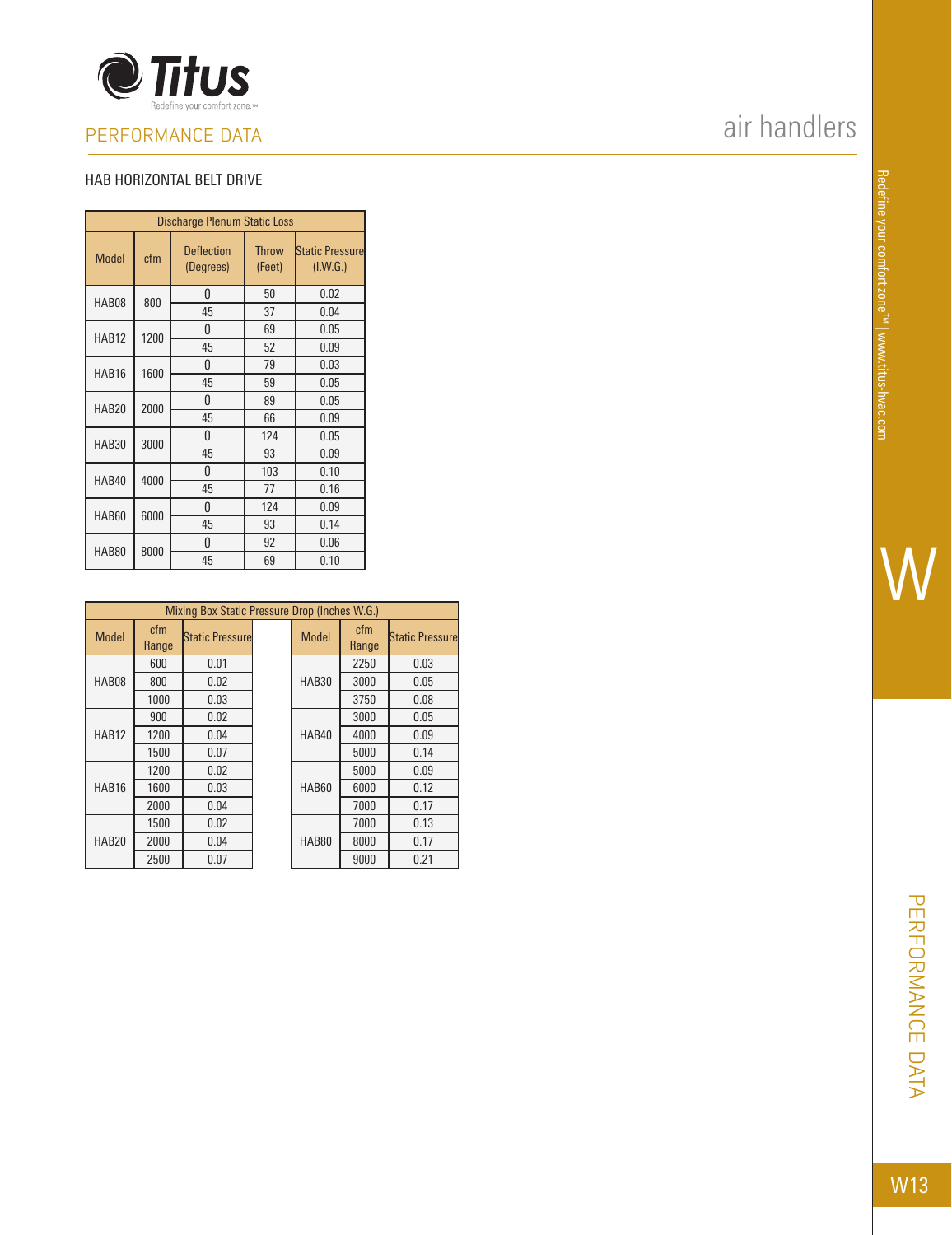## PERFORMANCE DATA

### HAB HORIZONTAL BELT DRIVE

| Discharge Plenum Static Loss | | | | |
|---|---|---|---|---|
| Model | cfm | Deflection (Degrees) | Throw (Feet) | Static Pressure (I.W.G.) |
| HAB08 | 800 | 0 | 50 | 0.02 |
| | | 45 | 37 | 0.04 |
| HAB12 | 1200 | 0 | 69 | 0.05 |
| | | 45 | 52 | 0.09 |
| HAB16 | 1600 | 0 | 79 | 0.03 |
| | | 45 | 59 | 0.05 |
| HAB20 | 2000 | 0 | 89 | 0.05 |
| | | 45 | 66 | 0.09 |
| HAB30 | 3000 | 0 | 124 | 0.05 |
| | | 45 | 93 | 0.09 |
| HAB40 | 4000 | 0 | 103 | 0.10 |
| | | 45 | 77 | 0.16 |
| HAB60 | 6000 | 0 | 124 | 0.09 |
| | | 45 | 93 | 0.14 |
| HAB80 | 8000 | 0 | 92 | 0.06 |
| | | 45 | 69 | 0.10 |

| Mixing Box Static Pressure Drop (Inches W.G.) | | | | | | |
|---|---|---|---|---|---|---|
| Model | cfm Range | Static Pressure | | Model | cfm Range | Static Pressure |
| HAB08 | 600 | 0.01 | | HAB30 | 2250 | 0.03 |
| | 800 | 0.02 | | | 3000 | 0.05 |
| | 1000 | 0.03 | | | 3750 | 0.08 |
| HAB12 | 900 | 0.02 | | HAB40 | 3000 | 0.05 |
| | 1200 | 0.04 | | | 4000 | 0.09 |
| | 1500 | 0.07 | | | 5000 | 0.14 |
| HAB16 | 1200 | 0.02 | | HAB60 | 5000 | 0.09 |
| | 1600 | 0.03 | | | 6000 | 0.12 |
| | 2000 | 0.04 | | | 7000 | 0.17 |
| HAB20 | 1500 | 0.02 | | HAB80 | 7000 | 0.13 |
| | 2000 | 0.04 | | | 8000 | 0.17 |
| | 2500 | 0.07 | | | 9000 | 0.21 |